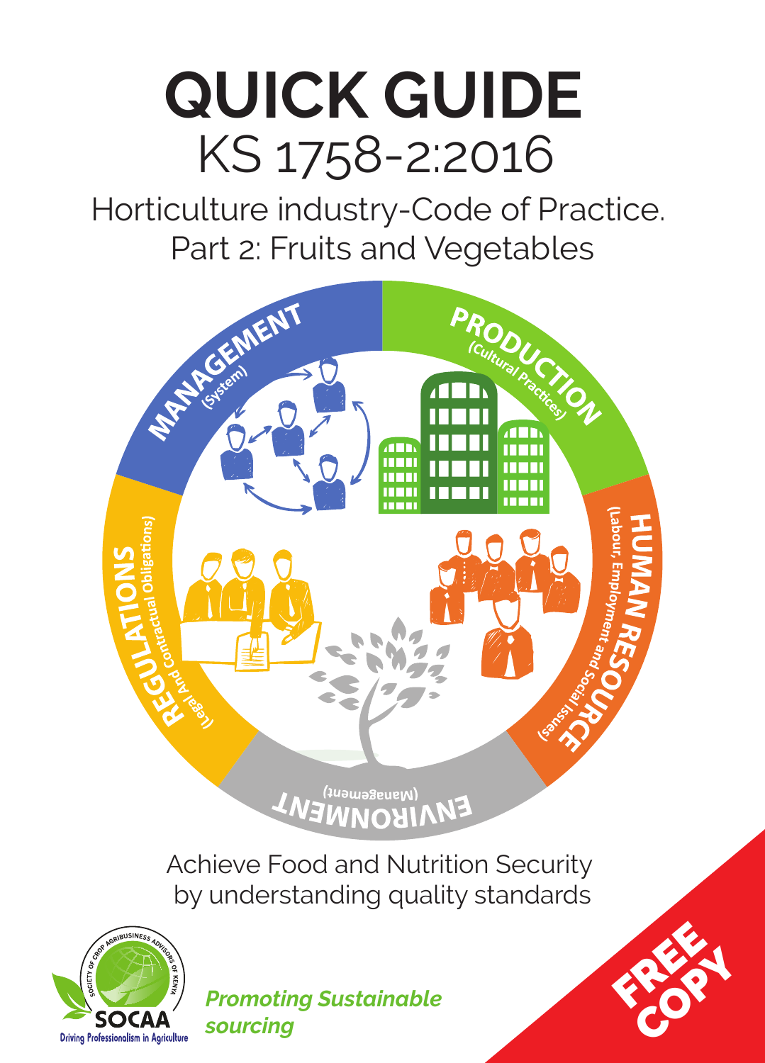# QUICK GUIDE

## KS 1758-2:2016

### Horticulture industry-Code of Practice. Part 2: Fruits and Vegetables

MANAGEMENT (System)

PRODUCTION (Cultural Practices)

HUMAN RESOURCE (Labour, Employment and Social Issues)

ENVIRONMENT (Management)

REGULATIONS (Legal And Contractual Obligations)

Achieve Food and Nutrition Security by understanding quality standards

SOCIETY OF CROP AGRIBUSINESS ADVISORS OF KENYA

SOCAA

Driving Professionalism in Agriculture

***Promoting Sustainable sourcing***

**FREE COPY**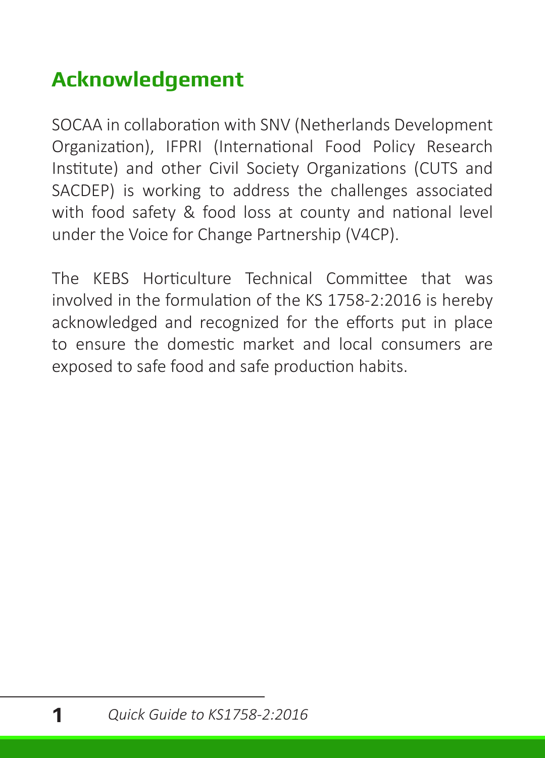## Acknowledgement

SOCAA in collaboration with SNV (Netherlands Development Organization), IFPRI (International Food Policy Research Institute) and other Civil Society Organizations (CUTS and SACDEP) is working to address the challenges associated with food safety & food loss at county and national level under the Voice for Change Partnership (V4CP).

The KEBS Horticulture Technical Committee that was involved in the formulation of the KS 1758-2:2016 is hereby acknowledged and recognized for the efforts put in place to ensure the domestic market and local consumers are exposed to safe food and safe production habits.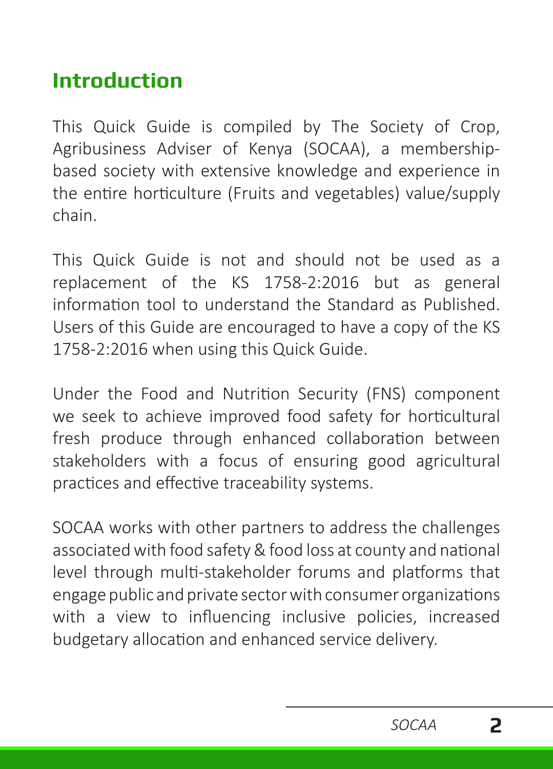## Introduction

This Quick Guide is compiled by The Society of Crop, Agribusiness Adviser of Kenya (SOCAA), a membership-based society with extensive knowledge and experience in the entire horticulture (Fruits and vegetables) value/supply chain.

This Quick Guide is not and should not be used as a replacement of the KS 1758-2:2016 but as general information tool to understand the Standard as Published. Users of this Guide are encouraged to have a copy of the KS 1758-2:2016 when using this Quick Guide.

Under the Food and Nutrition Security (FNS) component we seek to achieve improved food safety for horticultural fresh produce through enhanced collaboration between stakeholders with a focus of ensuring good agricultural practices and effective traceability systems.

SOCAA works with other partners to address the challenges associated with food safety & food loss at county and national level through multi-stakeholder forums and platforms that engage public and private sector with consumer organizations with a view to influencing inclusive policies, increased budgetary allocation and enhanced service delivery.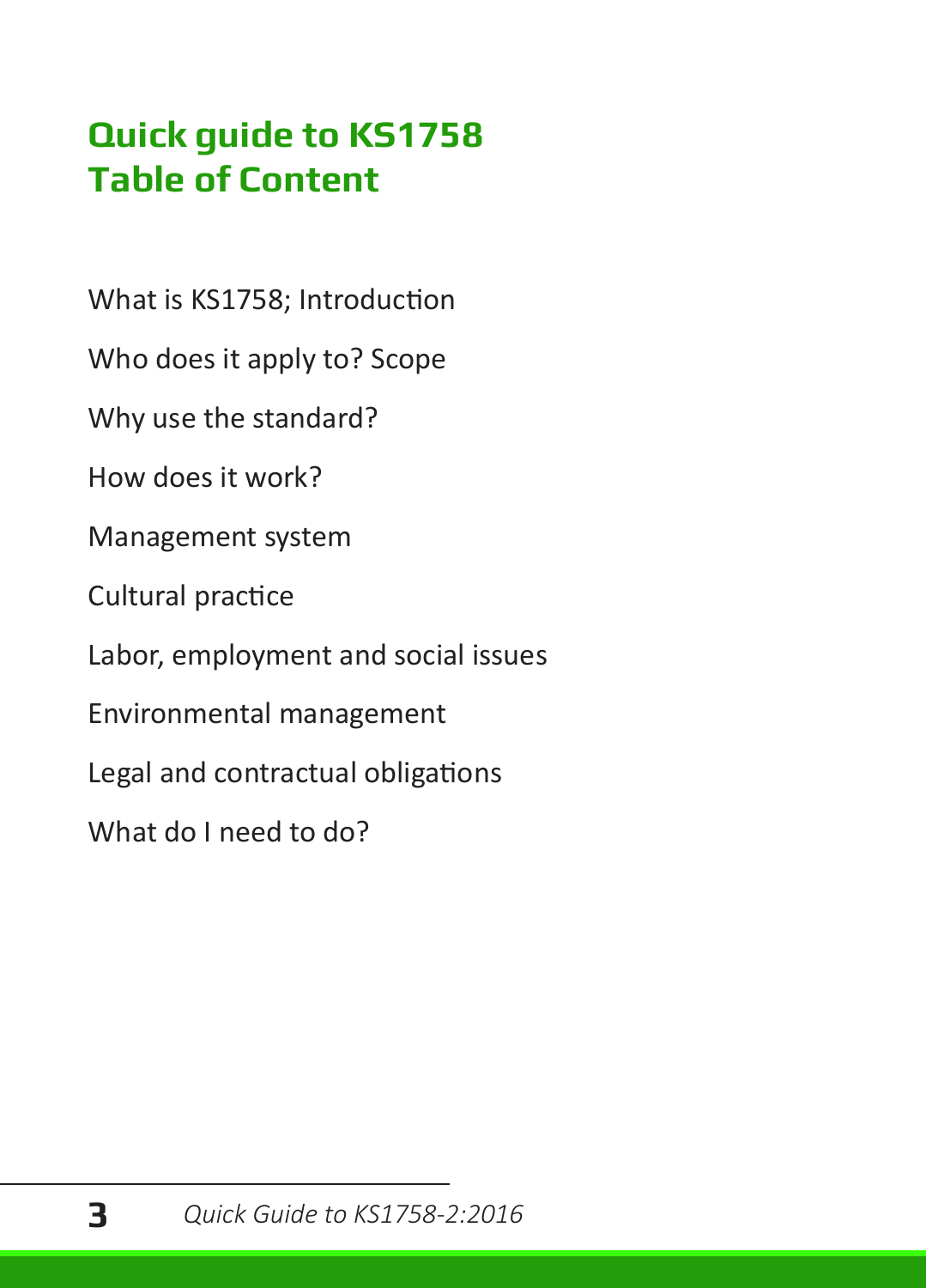# Quick guide to KS1758
# Table of Content

What is KS1758; Introduction

Who does it apply to? Scope

Why use the standard?

How does it work?

Management system

Cultural practice

Labor, employment and social issues

Environmental management

Legal and contractual obligations

What do I need to do?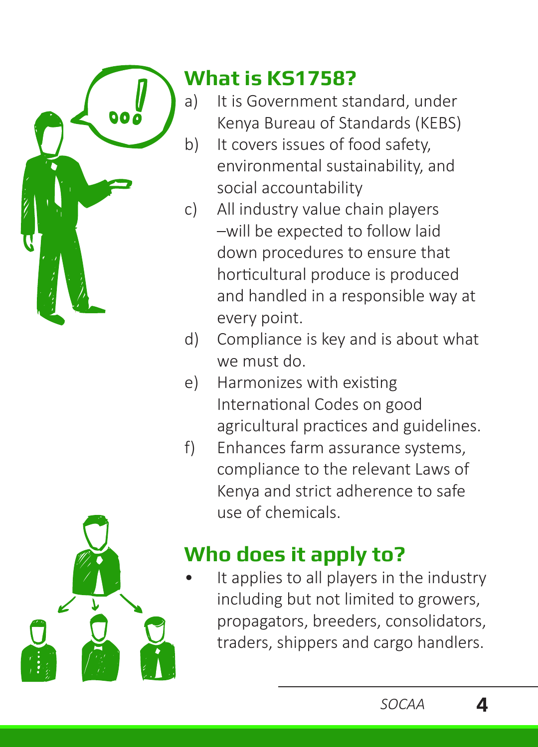## What is KS1758?

a) It is Government standard, under Kenya Bureau of Standards (KEBS)

b) It covers issues of food safety, environmental sustainability, and social accountability

c) All industry value chain players –will be expected to follow laid down procedures to ensure that horticultural produce is produced and handled in a responsible way at every point.

d) Compliance is key and is about what we must do.

e) Harmonizes with existing International Codes on good agricultural practices and guidelines.

f) Enhances farm assurance systems, compliance to the relevant Laws of Kenya and strict adherence to safe use of chemicals.

## Who does it apply to?

- It applies to all players in the industry including but not limited to growers, propagators, breeders, consolidators, traders, shippers and cargo handlers.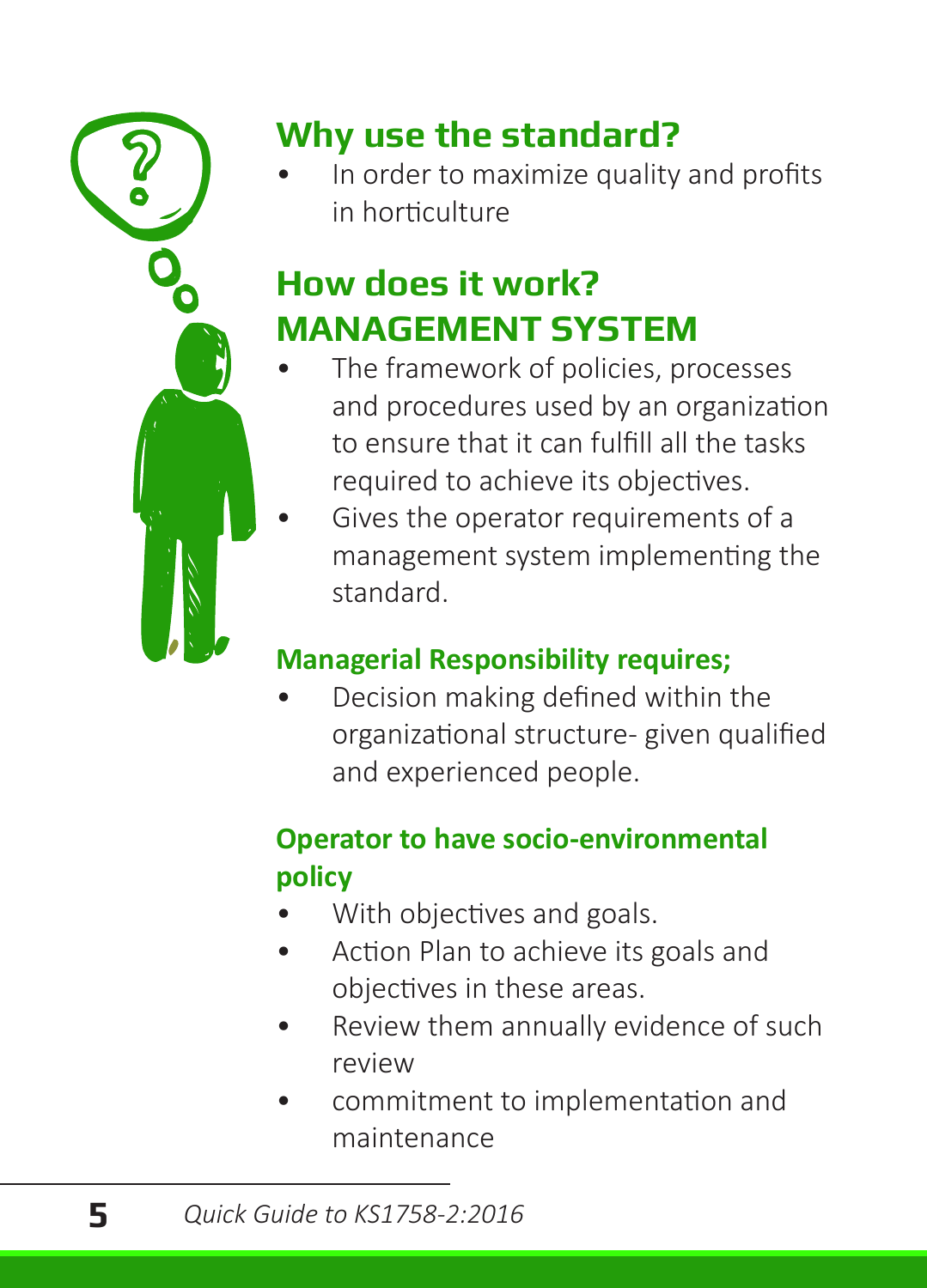## Why use the standard?

- In order to maximize quality and profits in horticulture

## How does it work? MANAGEMENT SYSTEM

- The framework of policies, processes and procedures used by an organization to ensure that it can fulfill all the tasks required to achieve its objectives.
- Gives the operator requirements of a management system implementing the standard.

### Managerial Responsibility requires;

- Decision making defined within the organizational structure- given qualified and experienced people.

### Operator to have socio-environmental policy

- With objectives and goals.
- Action Plan to achieve its goals and objectives in these areas.
- Review them annually evidence of such review
- commitment to implementation and maintenance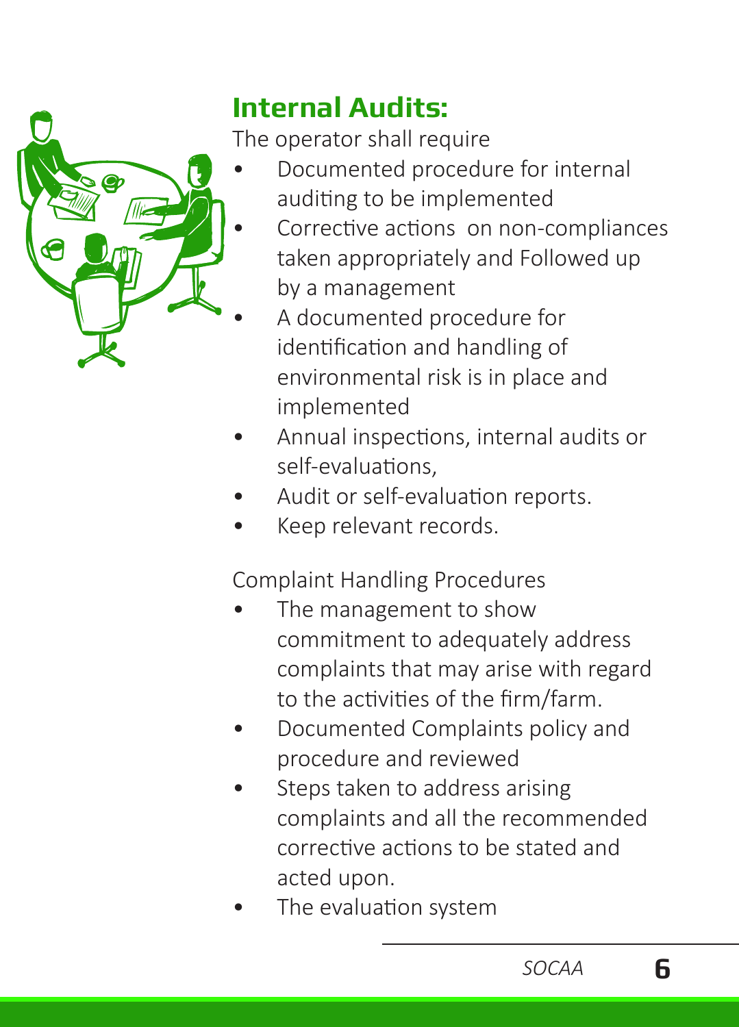## Internal Audits:

The operator shall require

- Documented procedure for internal auditing to be implemented
- Corrective actions  on non-compliances taken appropriately and Followed up by a management
- A documented procedure for identification and handling of environmental risk is in place and implemented
- Annual inspections, internal audits or self-evaluations,
- Audit or self-evaluation reports.
- Keep relevant records.

Complaint Handling Procedures

- The management to show commitment to adequately address complaints that may arise with regard to the activities of the firm/farm.
- Documented Complaints policy and procedure and reviewed
- Steps taken to address arising complaints and all the recommended corrective actions to be stated and acted upon.
- The evaluation system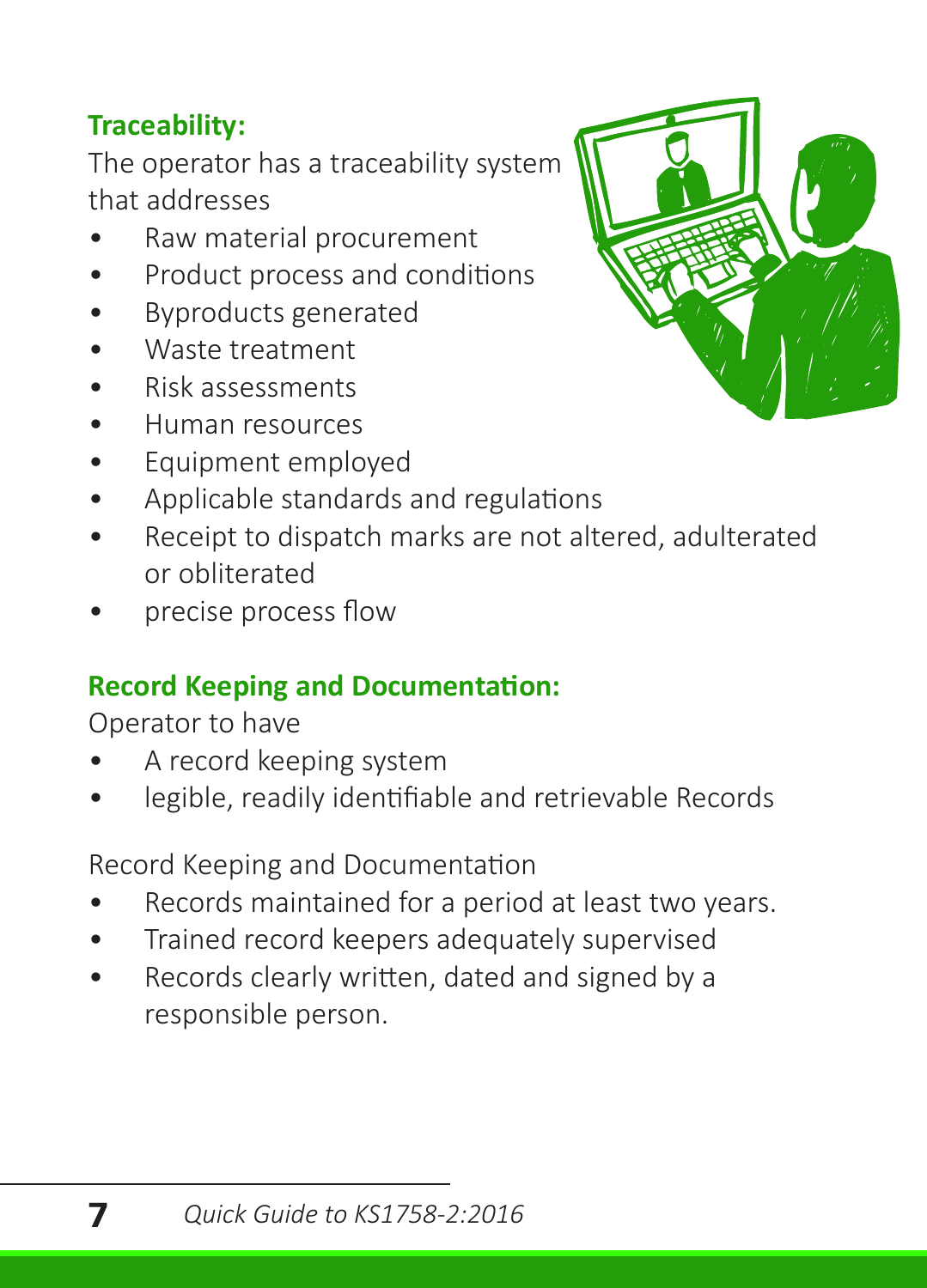**Traceability:**

The operator has a traceability system that addresses

- Raw material procurement
- Product process and conditions
- Byproducts generated
- Waste treatment
- Risk assessments
- Human resources
- Equipment employed
- Applicable standards and regulations
- Receipt to dispatch marks are not altered, adulterated or obliterated
- precise process flow

**Record Keeping and Documentation:**

Operator to have

- A record keeping system
- legible, readily identifiable and retrievable Records

Record Keeping and Documentation

- Records maintained for a period at least two years.
- Trained record keepers adequately supervised
- Records clearly written, dated and signed by a responsible person.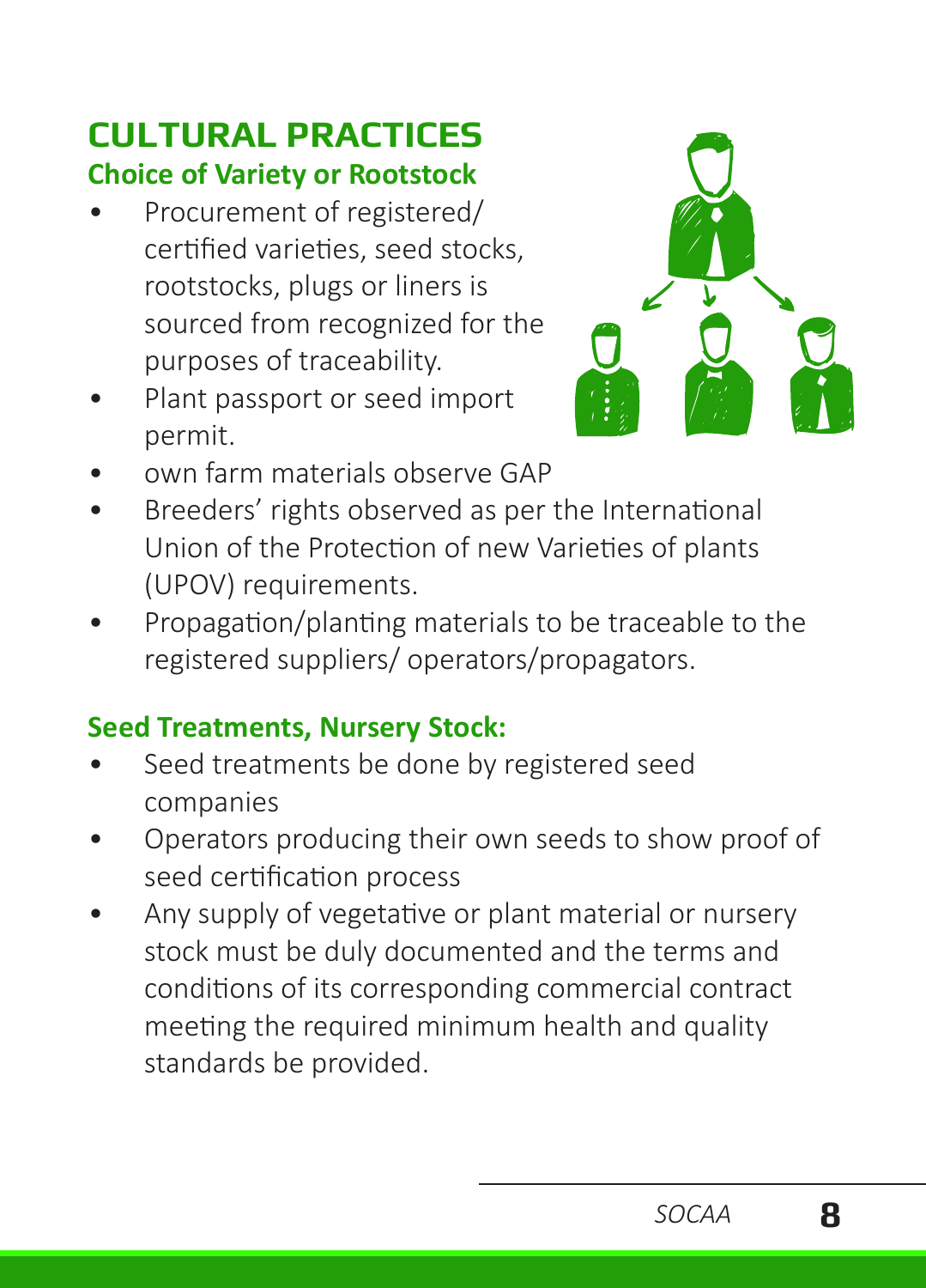# CULTURAL PRACTICES

## Choice of Variety or Rootstock

- Procurement of registered/ certified varieties, seed stocks, rootstocks, plugs or liners is sourced from recognized for the purposes of traceability.
- Plant passport or seed import permit.
- own farm materials observe GAP
- Breeders' rights observed as per the International Union of the Protection of new Varieties of plants (UPOV) requirements.
- Propagation/planting materials to be traceable to the registered suppliers/ operators/propagators.

## Seed Treatments, Nursery Stock:

- Seed treatments be done by registered seed companies
- Operators producing their own seeds to show proof of seed certification process
- Any supply of vegetative or plant material or nursery stock must be duly documented and the terms and conditions of its corresponding commercial contract meeting the required minimum health and quality standards be provided.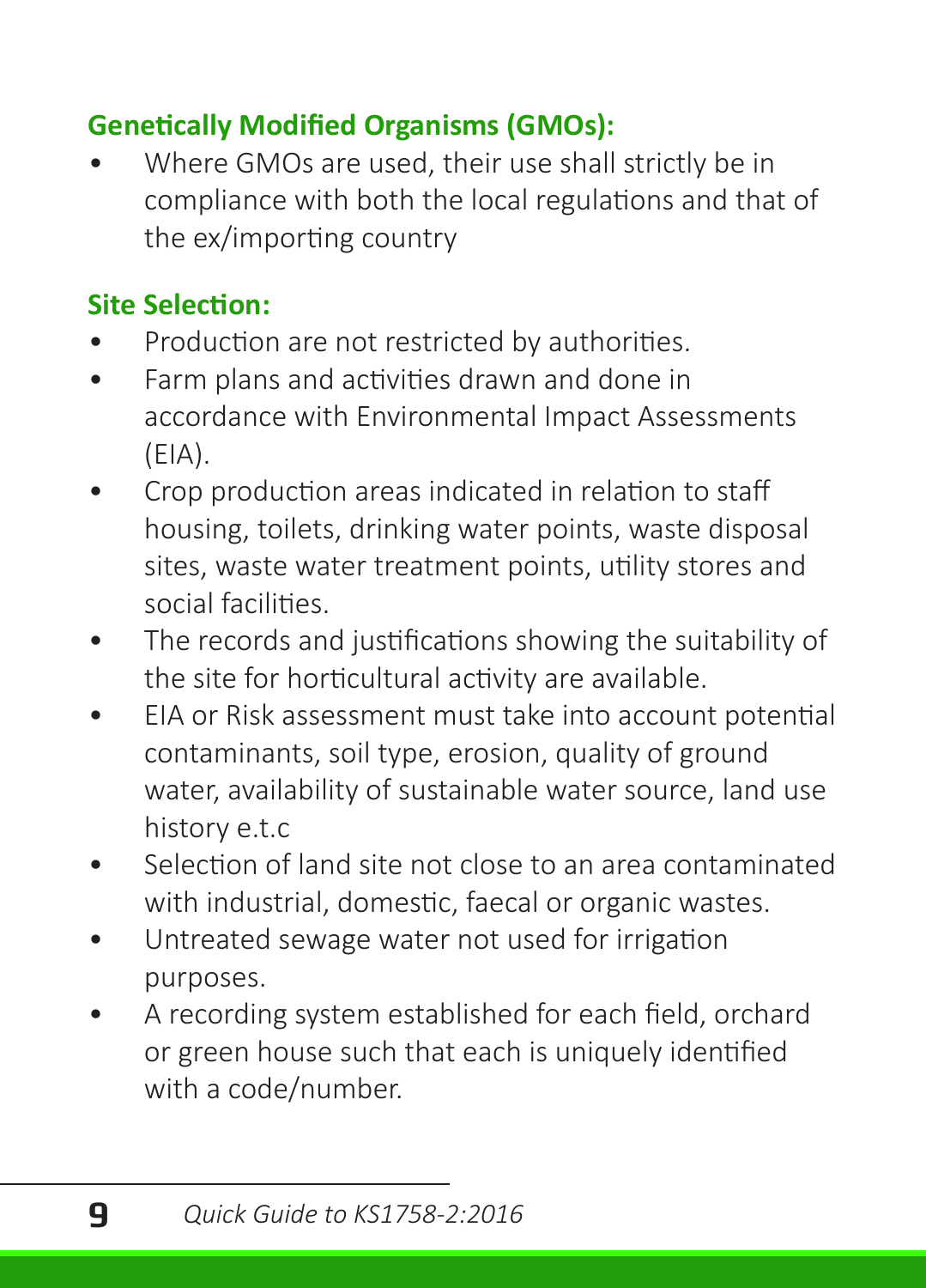**Genetically Modified Organisms (GMOs):**

- Where GMOs are used, their use shall strictly be in compliance with both the local regulations and that of the ex/importing country

**Site Selection:**

- Production are not restricted by authorities.
- Farm plans and activities drawn and done in accordance with Environmental Impact Assessments (EIA).
- Crop production areas indicated in relation to staff housing, toilets, drinking water points, waste disposal sites, waste water treatment points, utility stores and social facilities.
- The records and justifications showing the suitability of the site for horticultural activity are available.
- EIA or Risk assessment must take into account potential contaminants, soil type, erosion, quality of ground water, availability of sustainable water source, land use history e.t.c
- Selection of land site not close to an area contaminated with industrial, domestic, faecal or organic wastes.
- Untreated sewage water not used for irrigation purposes.
- A recording system established for each field, orchard or green house such that each is uniquely identified with a code/number.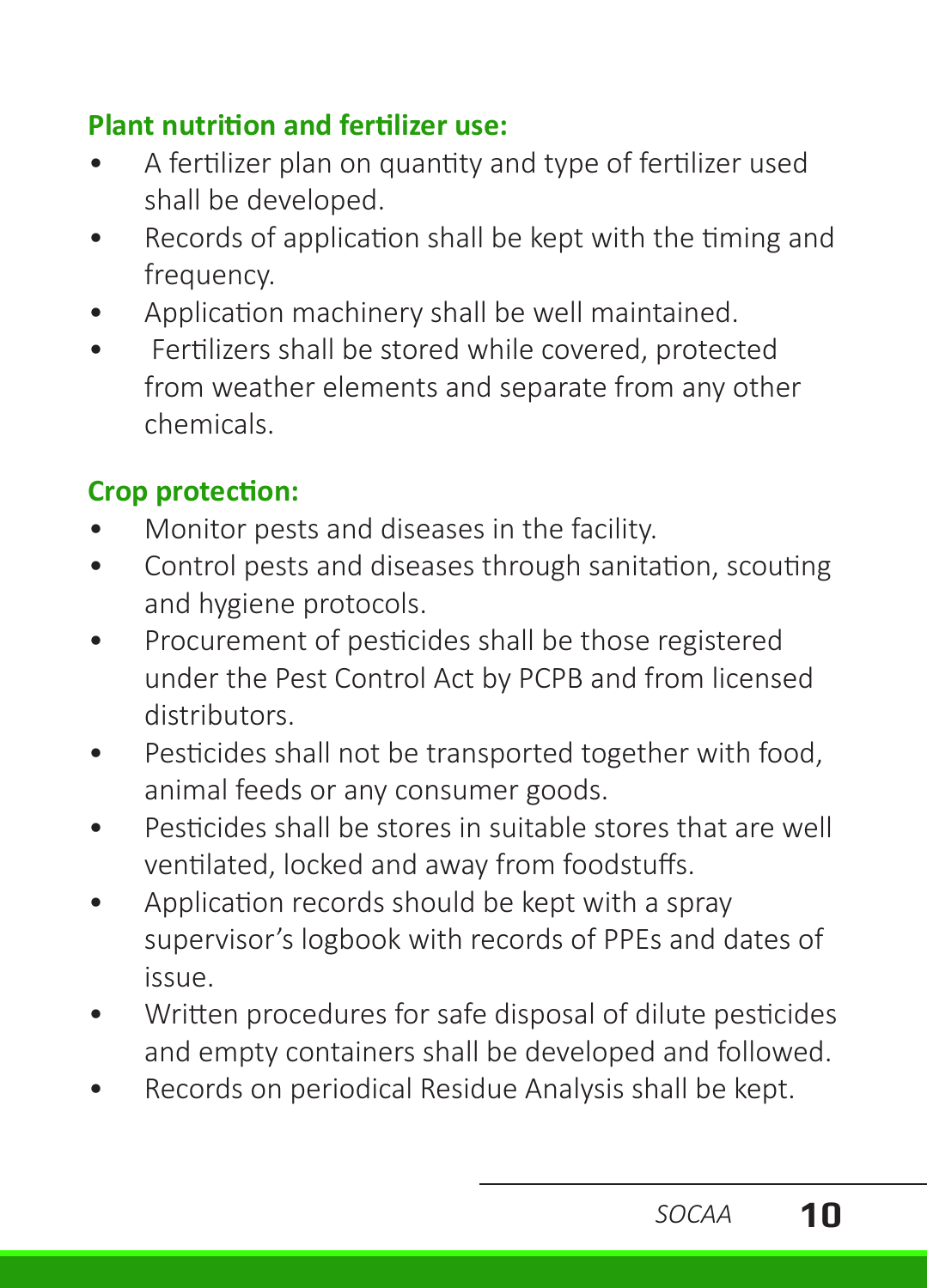**Plant nutrition and fertilizer use:**

- A fertilizer plan on quantity and type of fertilizer used shall be developed.
- Records of application shall be kept with the timing and frequency.
- Application machinery shall be well maintained.
- Fertilizers shall be stored while covered, protected from weather elements and separate from any other chemicals.

**Crop protection:**

- Monitor pests and diseases in the facility.
- Control pests and diseases through sanitation, scouting and hygiene protocols.
- Procurement of pesticides shall be those registered under the Pest Control Act by PCPB and from licensed distributors.
- Pesticides shall not be transported together with food, animal feeds or any consumer goods.
- Pesticides shall be stores in suitable stores that are well ventilated, locked and away from foodstuffs.
- Application records should be kept with a spray supervisor's logbook with records of PPEs and dates of issue.
- Written procedures for safe disposal of dilute pesticides and empty containers shall be developed and followed.
- Records on periodical Residue Analysis shall be kept.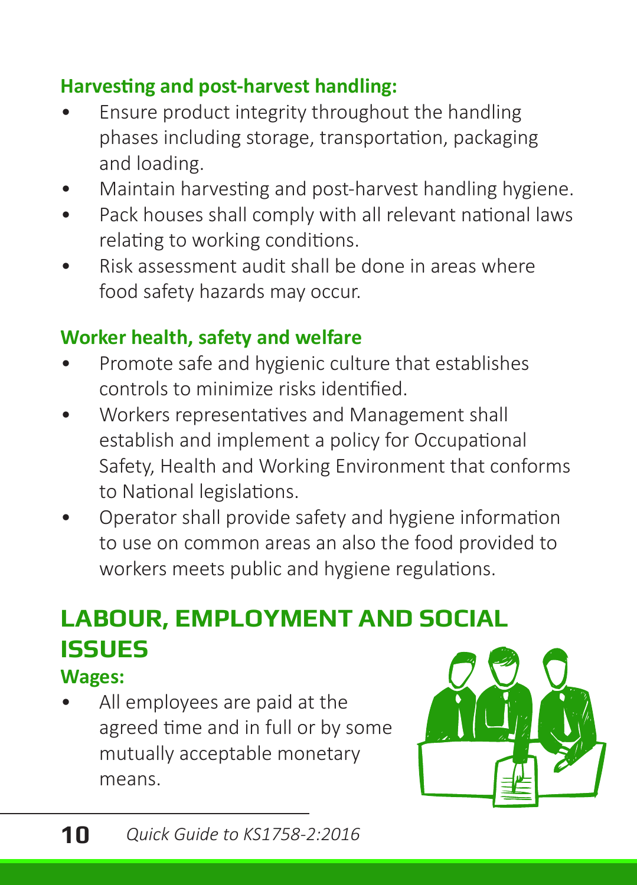**Harvesting and post-harvest handling:**

- Ensure product integrity throughout the handling phases including storage, transportation, packaging and loading.
- Maintain harvesting and post-harvest handling hygiene.
- Pack houses shall comply with all relevant national laws relating to working conditions.
- Risk assessment audit shall be done in areas where food safety hazards may occur.

**Worker health, safety and welfare**

- Promote safe and hygienic culture that establishes controls to minimize risks identified.
- Workers representatives and Management shall establish and implement a policy for Occupational Safety, Health and Working Environment that conforms to National legislations.
- Operator shall provide safety and hygiene information to use on common areas an also the food provided to workers meets public and hygiene regulations.

## LABOUR, EMPLOYMENT AND SOCIAL ISSUES

**Wages:**

- All employees are paid at the agreed time and in full or by some mutually acceptable monetary means.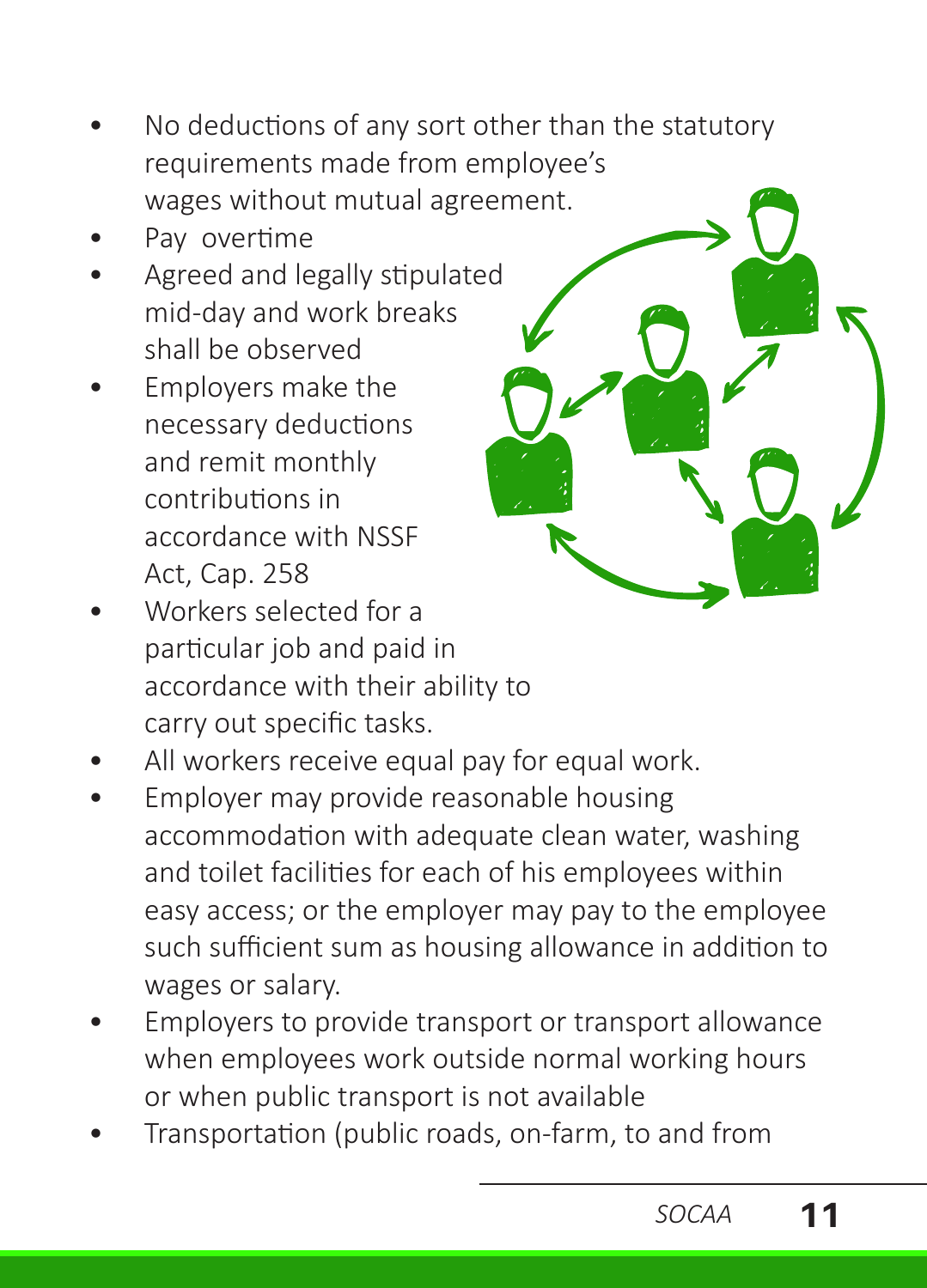- No deductions of any sort other than the statutory requirements made from employee's wages without mutual agreement.
- Pay overtime
- Agreed and legally stipulated mid-day and work breaks shall be observed
- Employers make the necessary deductions and remit monthly contributions in accordance with NSSF Act, Cap. 258
- Workers selected for a particular job and paid in accordance with their ability to carry out specific tasks.
- All workers receive equal pay for equal work.
- Employer may provide reasonable housing accommodation with adequate clean water, washing and toilet facilities for each of his employees within easy access; or the employer may pay to the employee such sufficient sum as housing allowance in addition to wages or salary.
- Employers to provide transport or transport allowance when employees work outside normal working hours or when public transport is not available
- Transportation (public roads, on-farm, to and from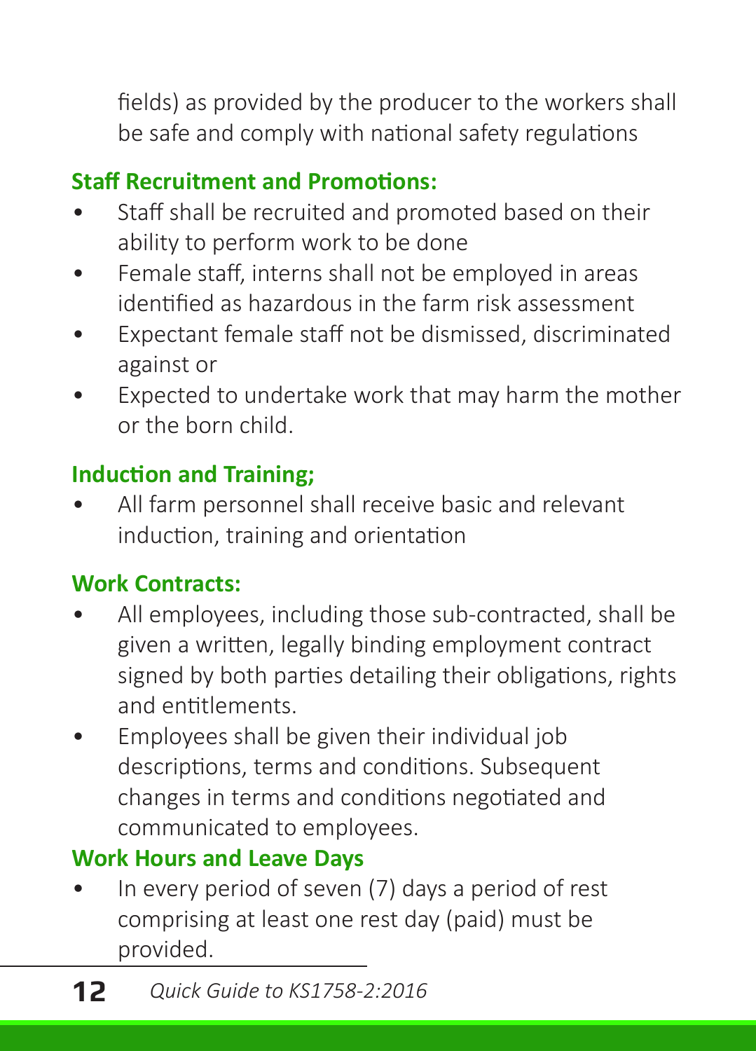fields) as provided by the producer to the workers shall be safe and comply with national safety regulations

**Staff Recruitment and Promotions:**

- Staff shall be recruited and promoted based on their ability to perform work to be done
- Female staff, interns shall not be employed in areas identified as hazardous in the farm risk assessment
- Expectant female staff not be dismissed, discriminated against or
- Expected to undertake work that may harm the mother or the born child.

**Induction and Training;**

- All farm personnel shall receive basic and relevant induction, training and orientation

**Work Contracts:**

- All employees, including those sub-contracted, shall be given a written, legally binding employment contract signed by both parties detailing their obligations, rights and entitlements.
- Employees shall be given their individual job descriptions, terms and conditions. Subsequent changes in terms and conditions negotiated and communicated to employees.

**Work Hours and Leave Days**

- In every period of seven (7) days a period of rest comprising at least one rest day (paid) must be provided.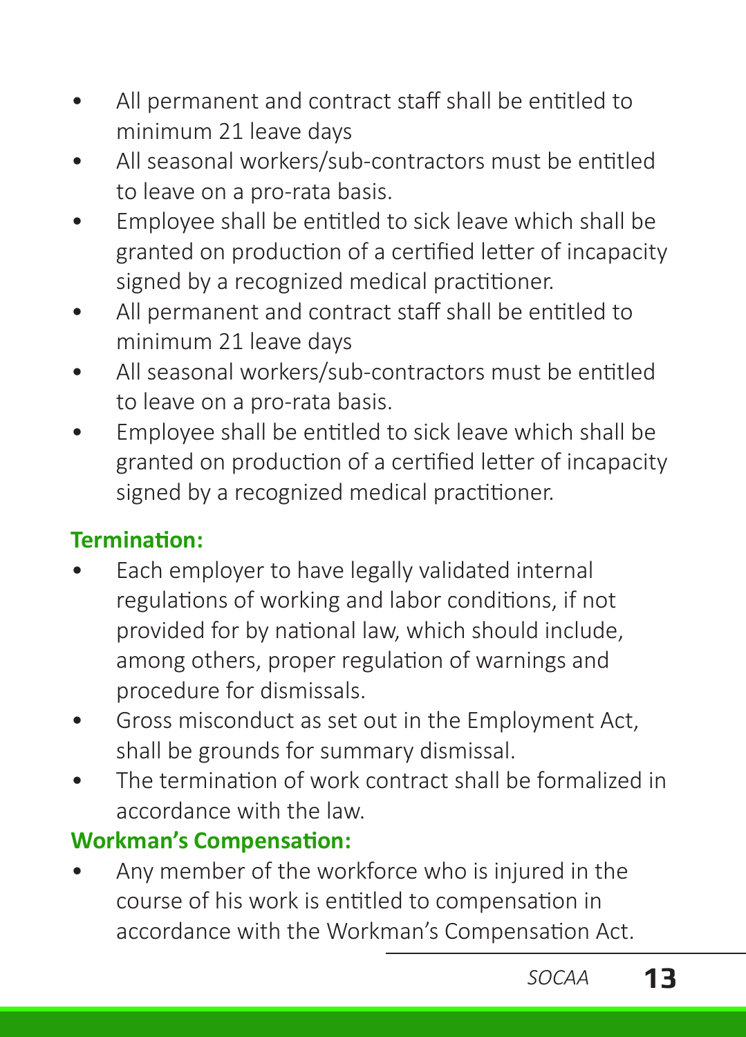- All permanent and contract staff shall be entitled to minimum 21 leave days
- All seasonal workers/sub-contractors must be entitled to leave on a pro-rata basis.
- Employee shall be entitled to sick leave which shall be granted on production of a certified letter of incapacity signed by a recognized medical practitioner.
- All permanent and contract staff shall be entitled to minimum 21 leave days
- All seasonal workers/sub-contractors must be entitled to leave on a pro-rata basis.
- Employee shall be entitled to sick leave which shall be granted on production of a certified letter of incapacity signed by a recognized medical practitioner.

**Termination:**

- Each employer to have legally validated internal regulations of working and labor conditions, if not provided for by national law, which should include, among others, proper regulation of warnings and procedure for dismissals.
- Gross misconduct as set out in the Employment Act, shall be grounds for summary dismissal.
- The termination of work contract shall be formalized in accordance with the law.

**Workman's Compensation:**

- Any member of the workforce who is injured in the course of his work is entitled to compensation in accordance with the Workman's Compensation Act.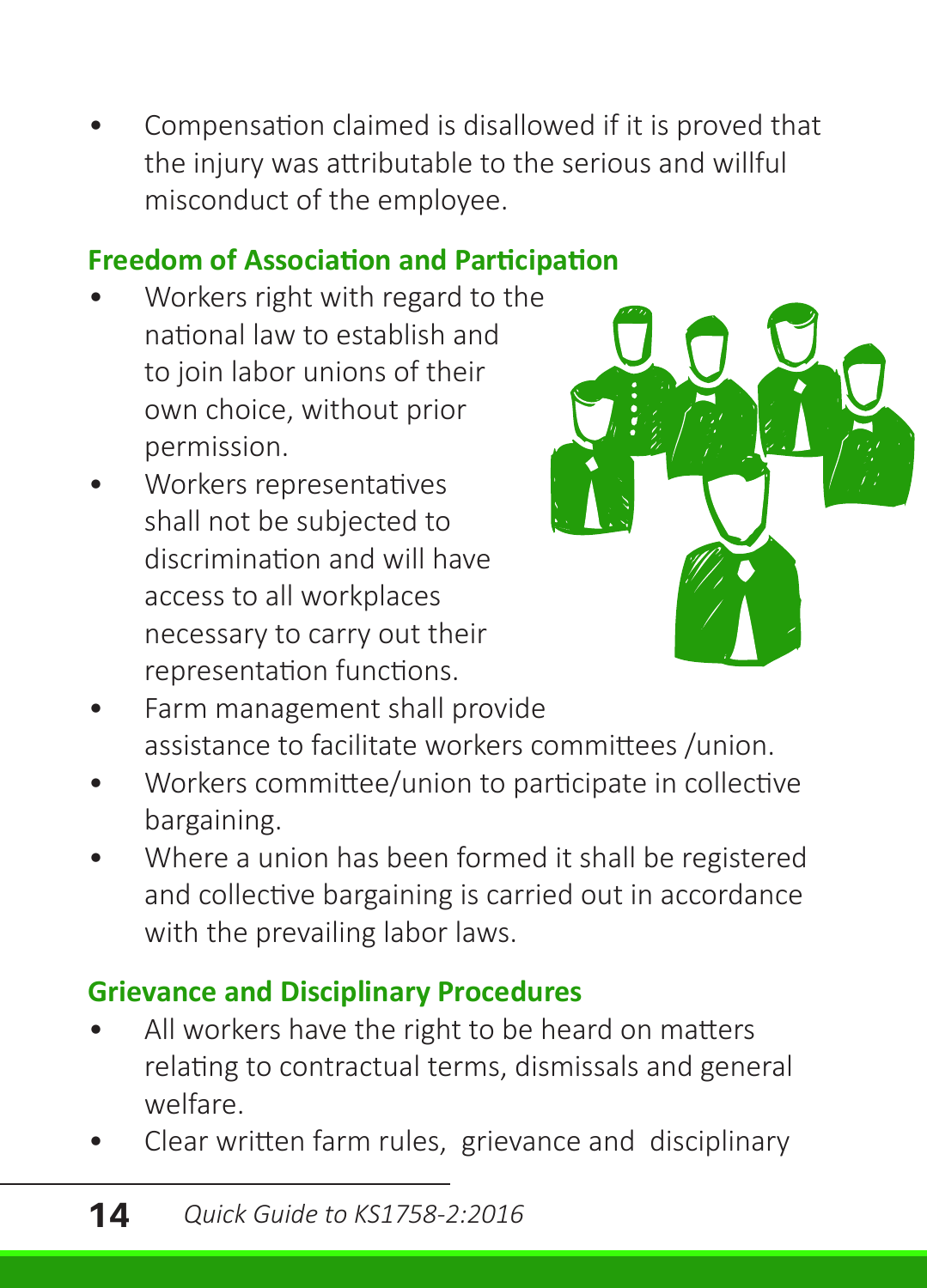- Compensation claimed is disallowed if it is proved that the injury was attributable to the serious and willful misconduct of the employee.

## Freedom of Association and Participation

- Workers right with regard to the national law to establish and to join labor unions of their own choice, without prior permission.
- Workers representatives shall not be subjected to discrimination and will have access to all workplaces necessary to carry out their representation functions.
- Farm management shall provide assistance to facilitate workers committees /union.
- Workers committee/union to participate in collective bargaining.
- Where a union has been formed it shall be registered and collective bargaining is carried out in accordance with the prevailing labor laws.

## Grievance and Disciplinary Procedures

- All workers have the right to be heard on matters relating to contractual terms, dismissals and general welfare.
- Clear written farm rules, grievance and disciplinary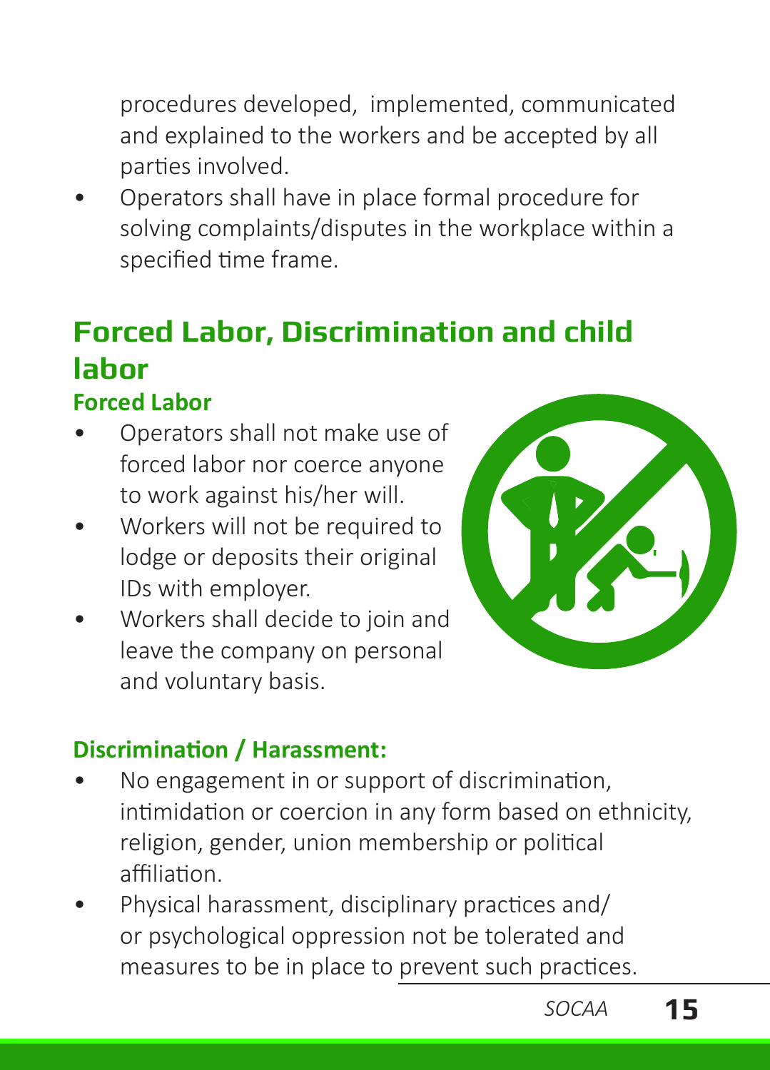procedures developed,  implemented, communicated and explained to the workers and be accepted by all parties involved.

- Operators shall have in place formal procedure for solving complaints/disputes in the workplace within a specified time frame.

## Forced Labor, Discrimination and child labor

### Forced Labor

- Operators shall not make use of forced labor nor coerce anyone to work against his/her will.
- Workers will not be required to lodge or deposits their original IDs with employer.
- Workers shall decide to join and leave the company on personal and voluntary basis.

### Discrimination / Harassment:

- No engagement in or support of discrimination, intimidation or coercion in any form based on ethnicity, religion, gender, union membership or political affiliation.
- Physical harassment, disciplinary practices and/ or psychological oppression not be tolerated and measures to be in place to prevent such practices.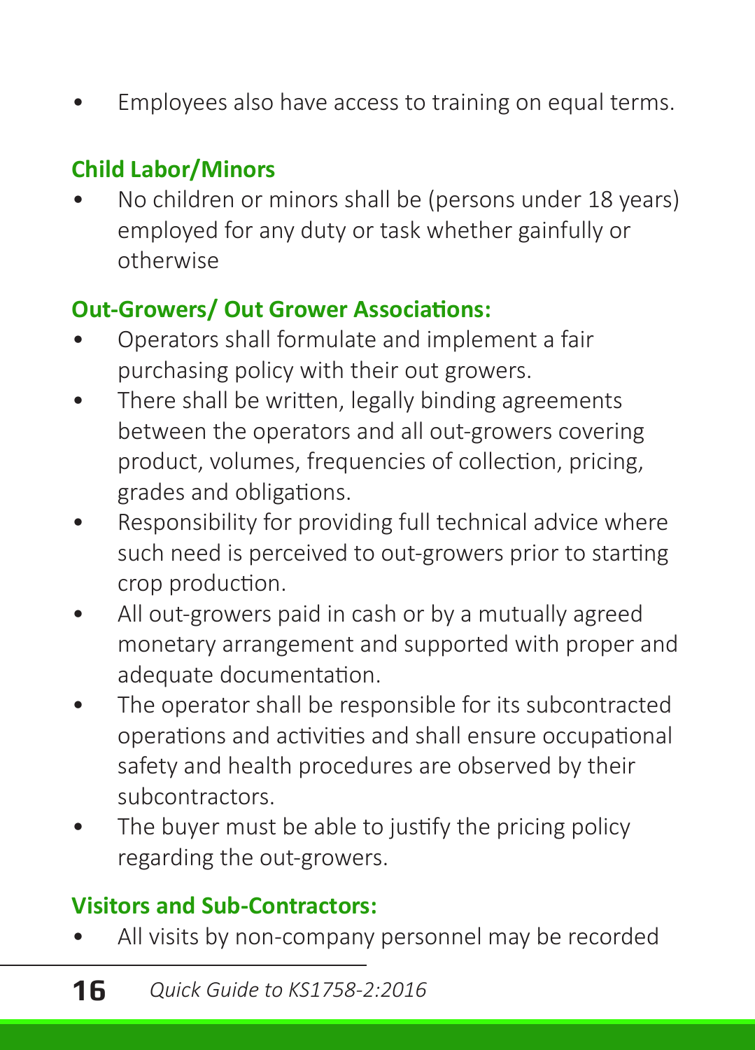- Employees also have access to training on equal terms.

### Child Labor/Minors

- No children or minors shall be (persons under 18 years) employed for any duty or task whether gainfully or otherwise

### Out-Growers/ Out Grower Associations:

- Operators shall formulate and implement a fair purchasing policy with their out growers.
- There shall be written, legally binding agreements between the operators and all out-growers covering product, volumes, frequencies of collection, pricing, grades and obligations.
- Responsibility for providing full technical advice where such need is perceived to out-growers prior to starting crop production.
- All out-growers paid in cash or by a mutually agreed monetary arrangement and supported with proper and adequate documentation.
- The operator shall be responsible for its subcontracted operations and activities and shall ensure occupational safety and health procedures are observed by their subcontractors.
- The buyer must be able to justify the pricing policy regarding the out-growers.

### Visitors and Sub-Contractors:

- All visits by non-company personnel may be recorded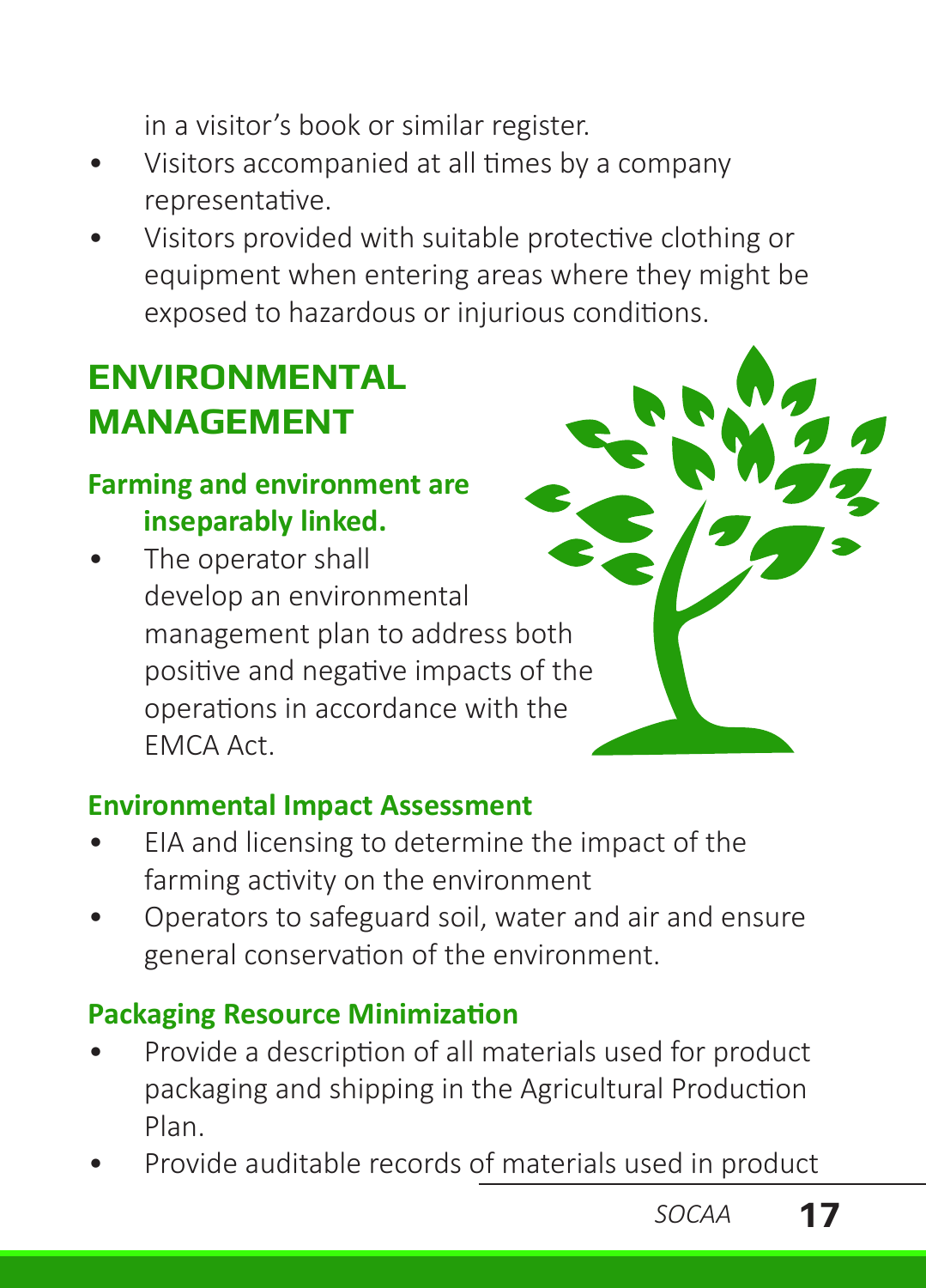in a visitor's book or similar register.

- Visitors accompanied at all times by a company representative.
- Visitors provided with suitable protective clothing or equipment when entering areas where they might be exposed to hazardous or injurious conditions.

## ENVIRONMENTAL MANAGEMENT

### Farming and environment are inseparably linked.

- The operator shall develop an environmental management plan to address both positive and negative impacts of the operations in accordance with the EMCA Act.

### Environmental Impact Assessment

- EIA and licensing to determine the impact of the farming activity on the environment
- Operators to safeguard soil, water and air and ensure general conservation of the environment.

### Packaging Resource Minimization

- Provide a description of all materials used for product packaging and shipping in the Agricultural Production Plan.
- Provide auditable records of materials used in product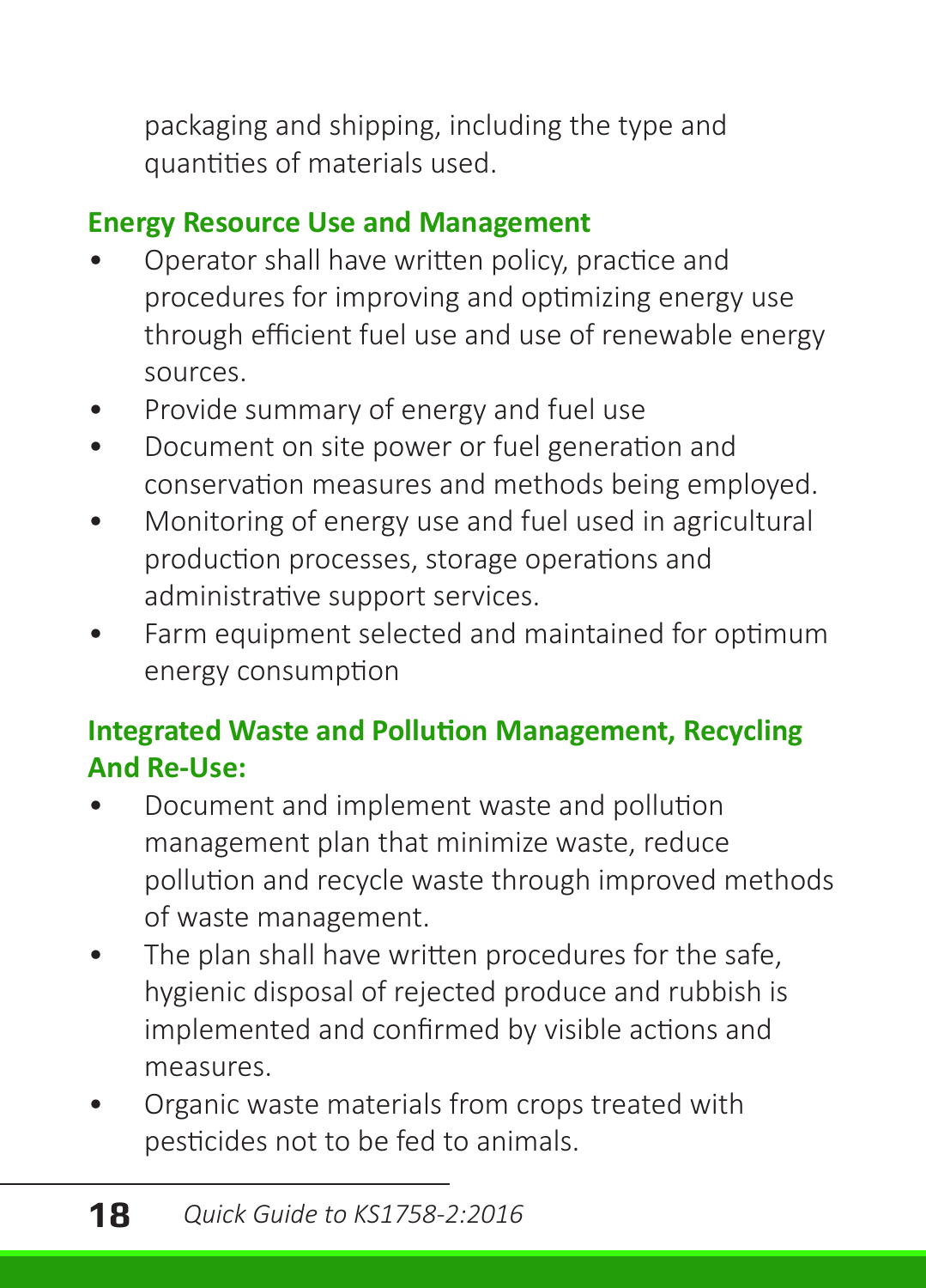packaging and shipping, including the type and quantities of materials used.

### Energy Resource Use and Management

- Operator shall have written policy, practice and procedures for improving and optimizing energy use through efficient fuel use and use of renewable energy sources.
- Provide summary of energy and fuel use
- Document on site power or fuel generation and conservation measures and methods being employed.
- Monitoring of energy use and fuel used in agricultural production processes, storage operations and administrative support services.
- Farm equipment selected and maintained for optimum energy consumption

### Integrated Waste and Pollution Management, Recycling And Re-Use:

- Document and implement waste and pollution management plan that minimize waste, reduce pollution and recycle waste through improved methods of waste management.
- The plan shall have written procedures for the safe, hygienic disposal of rejected produce and rubbish is implemented and confirmed by visible actions and measures.
- Organic waste materials from crops treated with pesticides not to be fed to animals.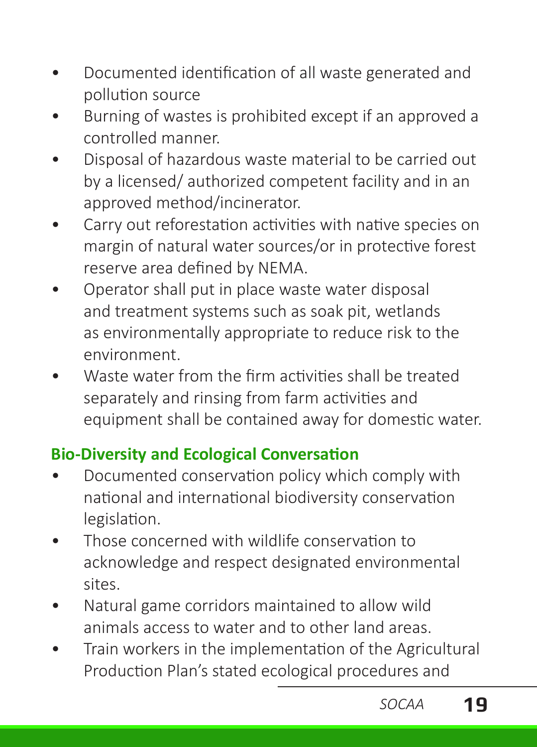- Documented identification of all waste generated and pollution source
- Burning of wastes is prohibited except if an approved a controlled manner.
- Disposal of hazardous waste material to be carried out by a licensed/ authorized competent facility and in an approved method/incinerator.
- Carry out reforestation activities with native species on margin of natural water sources/or in protective forest reserve area defined by NEMA.
- Operator shall put in place waste water disposal and treatment systems such as soak pit, wetlands as environmentally appropriate to reduce risk to the environment.
- Waste water from the firm activities shall be treated separately and rinsing from farm activities and equipment shall be contained away for domestic water.

### Bio-Diversity and Ecological Conversation

- Documented conservation policy which comply with national and international biodiversity conservation legislation.
- Those concerned with wildlife conservation to acknowledge and respect designated environmental sites.
- Natural game corridors maintained to allow wild animals access to water and to other land areas.
- Train workers in the implementation of the Agricultural Production Plan's stated ecological procedures and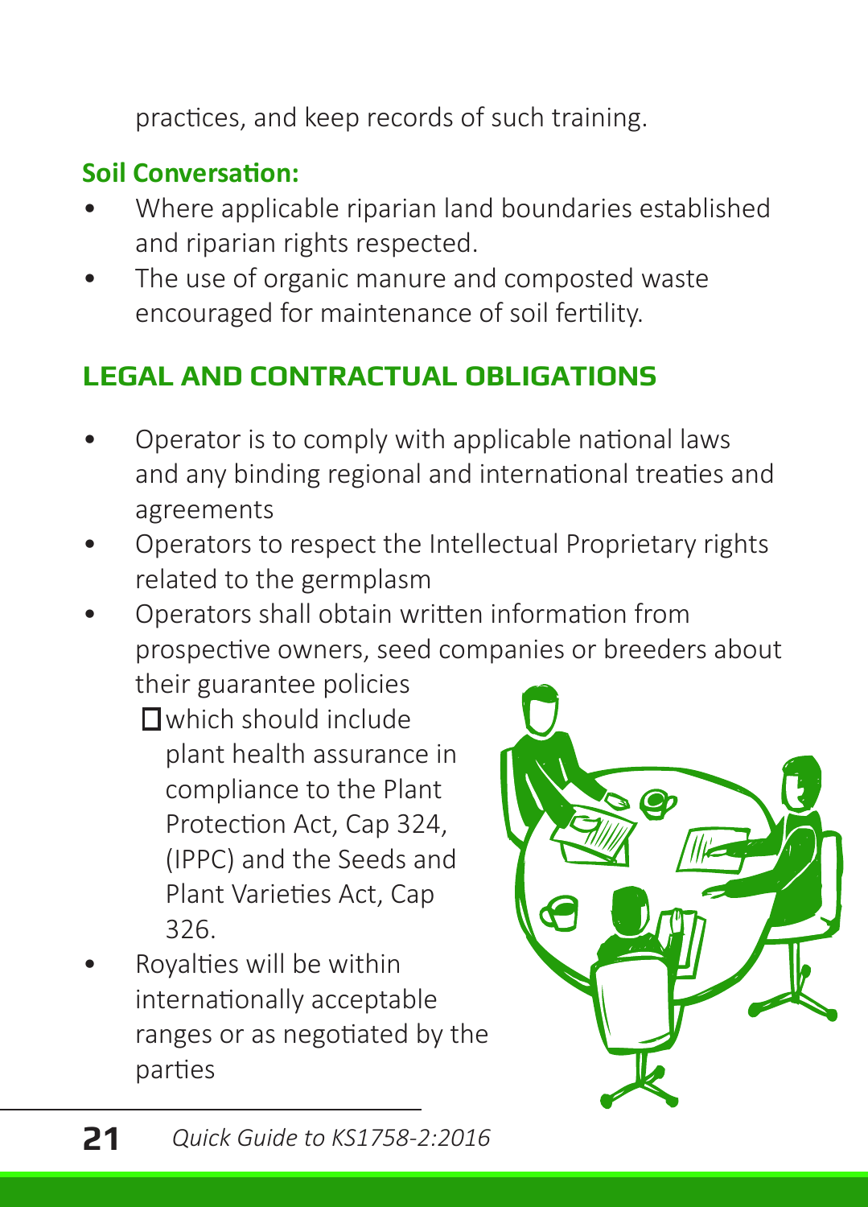practices, and keep records of such training.

**Soil Conversation:**

- Where applicable riparian land boundaries established and riparian rights respected.
- The use of organic manure and composted waste encouraged for maintenance of soil fertility.

## LEGAL AND CONTRACTUAL OBLIGATIONS

- Operator is to comply with applicable national laws and any binding regional and international treaties and agreements
- Operators to respect the Intellectual Proprietary rights related to the germplasm
- Operators shall obtain written information from prospective owners, seed companies or breeders about their guarantee policies
  - which should include plant health assurance in compliance to the Plant Protection Act, Cap 324, (IPPC) and the Seeds and Plant Varieties Act, Cap 326.
- Royalties will be within internationally acceptable ranges or as negotiated by the parties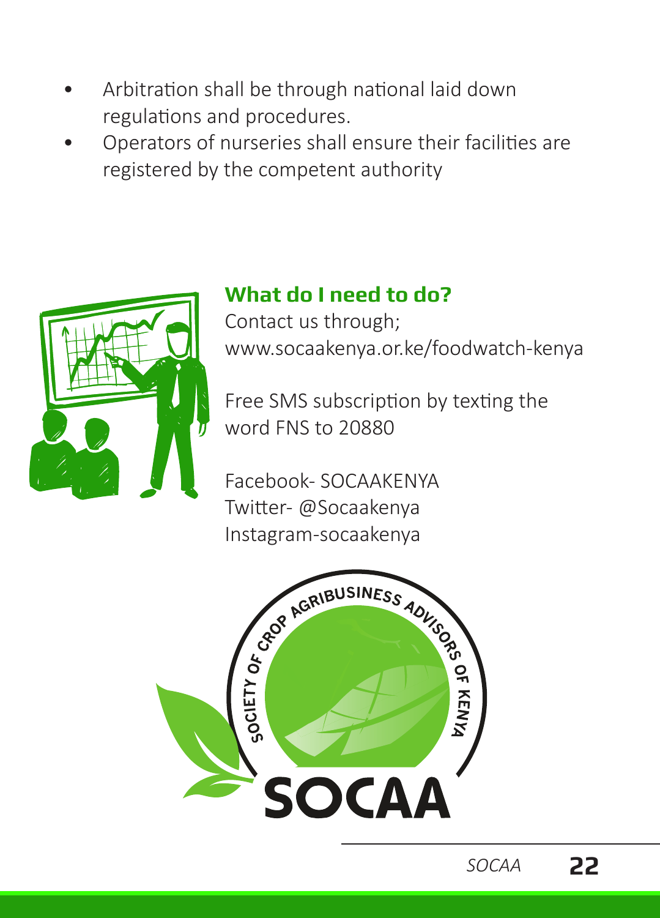- Arbitration shall be through national laid down regulations and procedures.
- Operators of nurseries shall ensure their facilities are registered by the competent authority

## What do I need to do?

Contact us through;
www.socaakenya.or.ke/foodwatch-kenya

Free SMS subscription by texting the word FNS to 20880

Facebook- SOCAAKENYA
Twitter- @Socaakenya
Instagram-socaakenya

SOCIETY OF CROP AGRIBUSINESS ADVISORS OF KENYA

SOCAA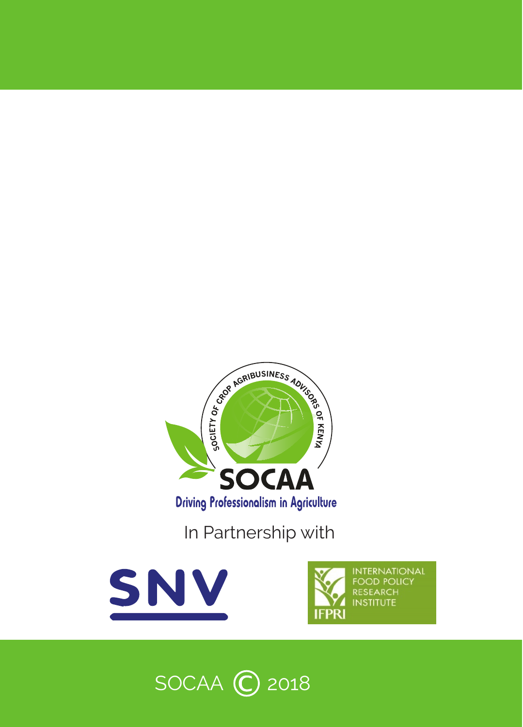SOCIETY OF CROP AGRIBUSINESS ADVISORS OF KENYA

SOCAA

Driving Professionalism in Agriculture

In Partnership with

SNV

INTERNATIONAL FOOD POLICY RESEARCH INSTITUTE

IFPRI

SOCAA © 2018